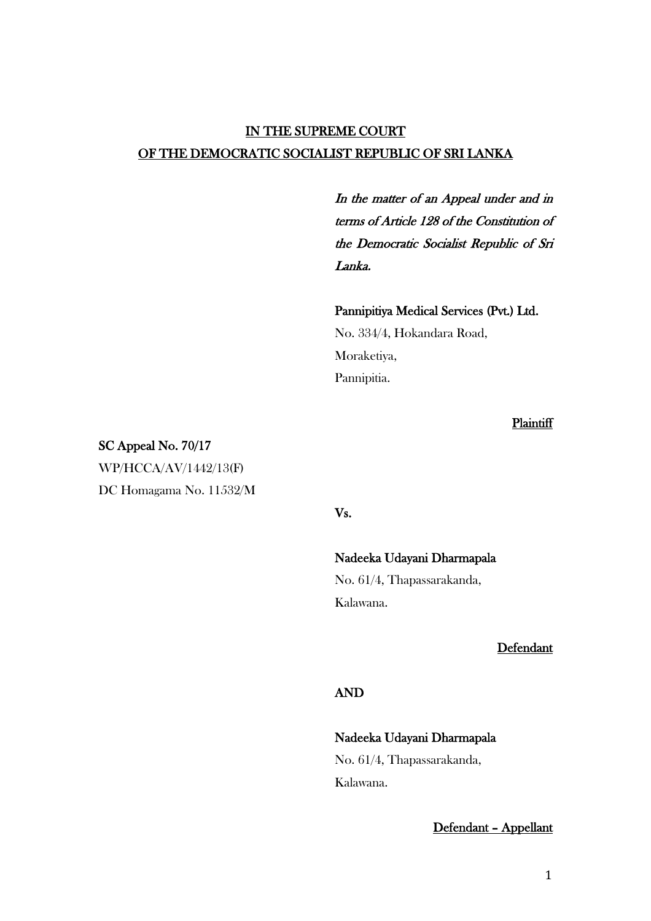**IN THE SUPREME COURT**
**OF THE DEMOCRATIC SOCIALIST REPUBLIC OF SRI LANKA**

*In the matter of an Appeal under and in terms of Article 128 of the Constitution of the Democratic Socialist Republic of Sri Lanka.*

**Pannipitiya Medical Services (Pvt.) Ltd.**
No. 334/4, Hokandara Road,
Moraketiya,
Pannipitia.

**Plaintiff**

**SC Appeal No. 70/17**
WP/HCCA/AV/1442/13(F)
DC Homagama No. 11532/M

**Vs.**

**Nadeeka Udayani Dharmapala**
No. 61/4, Thapassarakanda,
Kalawana.

**Defendant**

**AND**

**Nadeeka Udayani Dharmapala**
No. 61/4, Thapassarakanda,
Kalawana.

**Defendant – Appellant**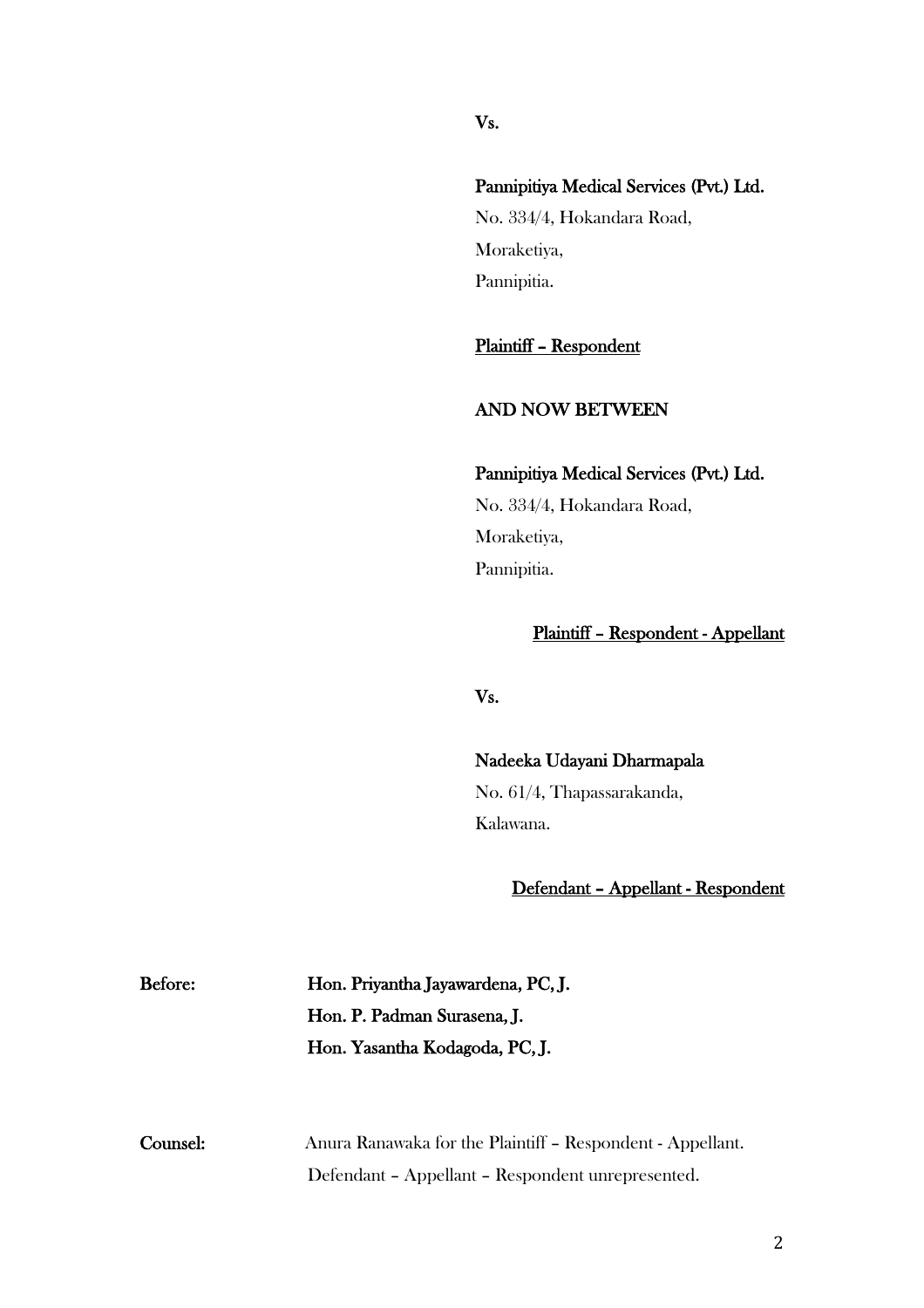Vs.

**Pannipitiya Medical Services (Pvt.) Ltd.**
No. 334/4, Hokandara Road,
Moraketiya,
Pannipitia.

**<u>Plaintiff – Respondent</u>**

**AND NOW BETWEEN**

**Pannipitiya Medical Services (Pvt.) Ltd.**
No. 334/4, Hokandara Road,
Moraketiya,
Pannipitia.

**<u>Plaintiff – Respondent - Appellant</u>**

**Vs.**

**Nadeeka Udayani Dharmapala**
No. 61/4, Thapassarakanda,
Kalawana.

**<u>Defendant – Appellant - Respondent</u>**

**Before:** **Hon. Priyantha Jayawardena, PC, J.**
**Hon. P. Padman Surasena, J.**
**Hon. Yasantha Kodagoda, PC, J.**

**Counsel:** Anura Ranawaka for the Plaintiff – Respondent - Appellant.
Defendant – Appellant – Respondent unrepresented.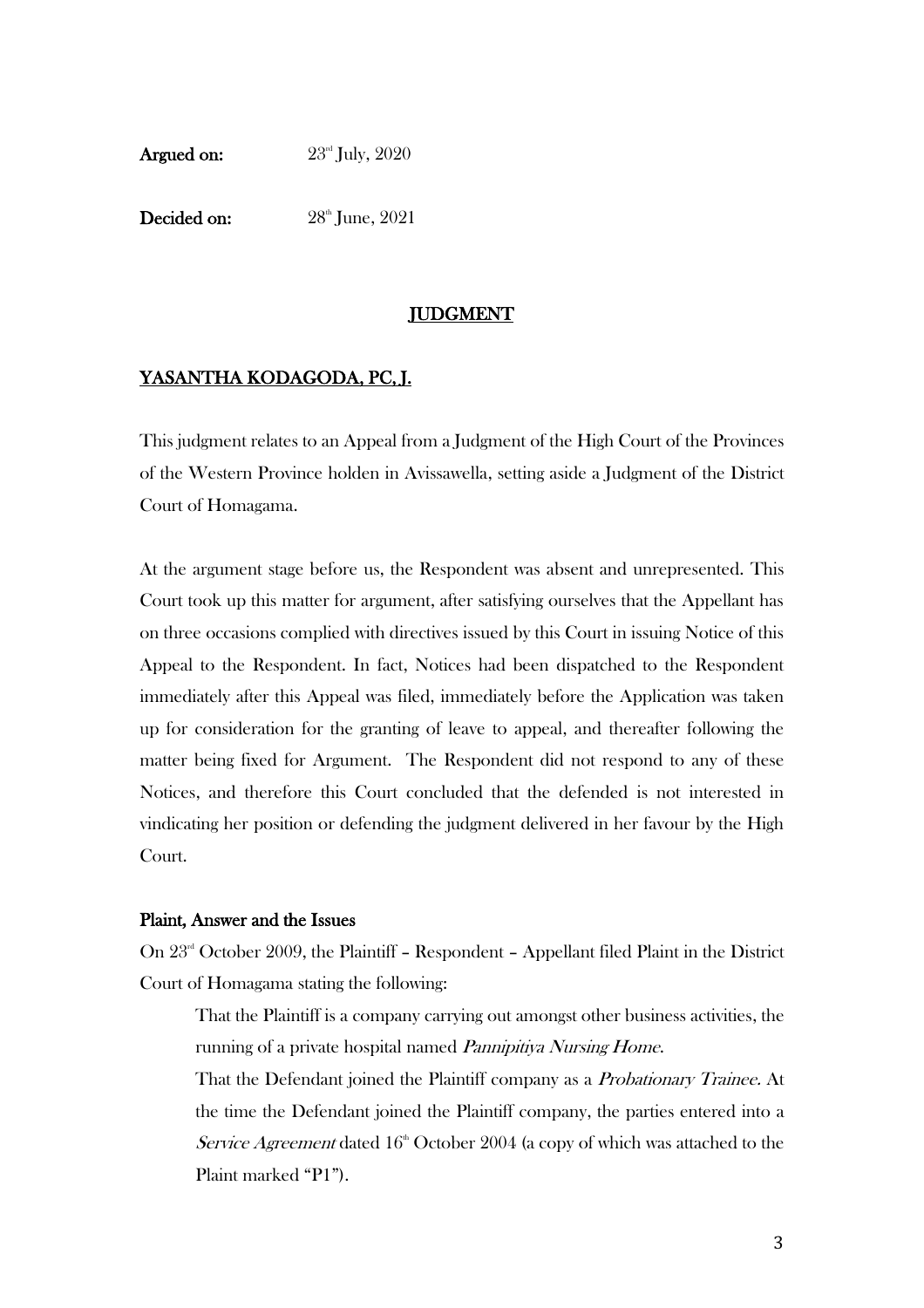**Argued on:** 23rd July, 2020

**Decided on:** 28th June, 2021

## JUDGMENT

### YASANTHA KODAGODA, PC, J.

This judgment relates to an Appeal from a Judgment of the High Court of the Provinces of the Western Province holden in Avissawella, setting aside a Judgment of the District Court of Homagama.

At the argument stage before us, the Respondent was absent and unrepresented. This Court took up this matter for argument, after satisfying ourselves that the Appellant has on three occasions complied with directives issued by this Court in issuing Notice of this Appeal to the Respondent. In fact, Notices had been dispatched to the Respondent immediately after this Appeal was filed, immediately before the Application was taken up for consideration for the granting of leave to appeal, and thereafter following the matter being fixed for Argument. The Respondent did not respond to any of these Notices, and therefore this Court concluded that the defended is not interested in vindicating her position or defending the judgment delivered in her favour by the High Court.

**Plaint, Answer and the Issues**

On 23rd October 2009, the Plaintiff – Respondent – Appellant filed Plaint in the District Court of Homagama stating the following:

> That the Plaintiff is a company carrying out amongst other business activities, the running of a private hospital named *Pannipitiya Nursing Home*.
>
> That the Defendant joined the Plaintiff company as a *Probationary Trainee.* At the time the Defendant joined the Plaintiff company, the parties entered into a *Service Agreement* dated 16th October 2004 (a copy of which was attached to the Plaint marked "P1").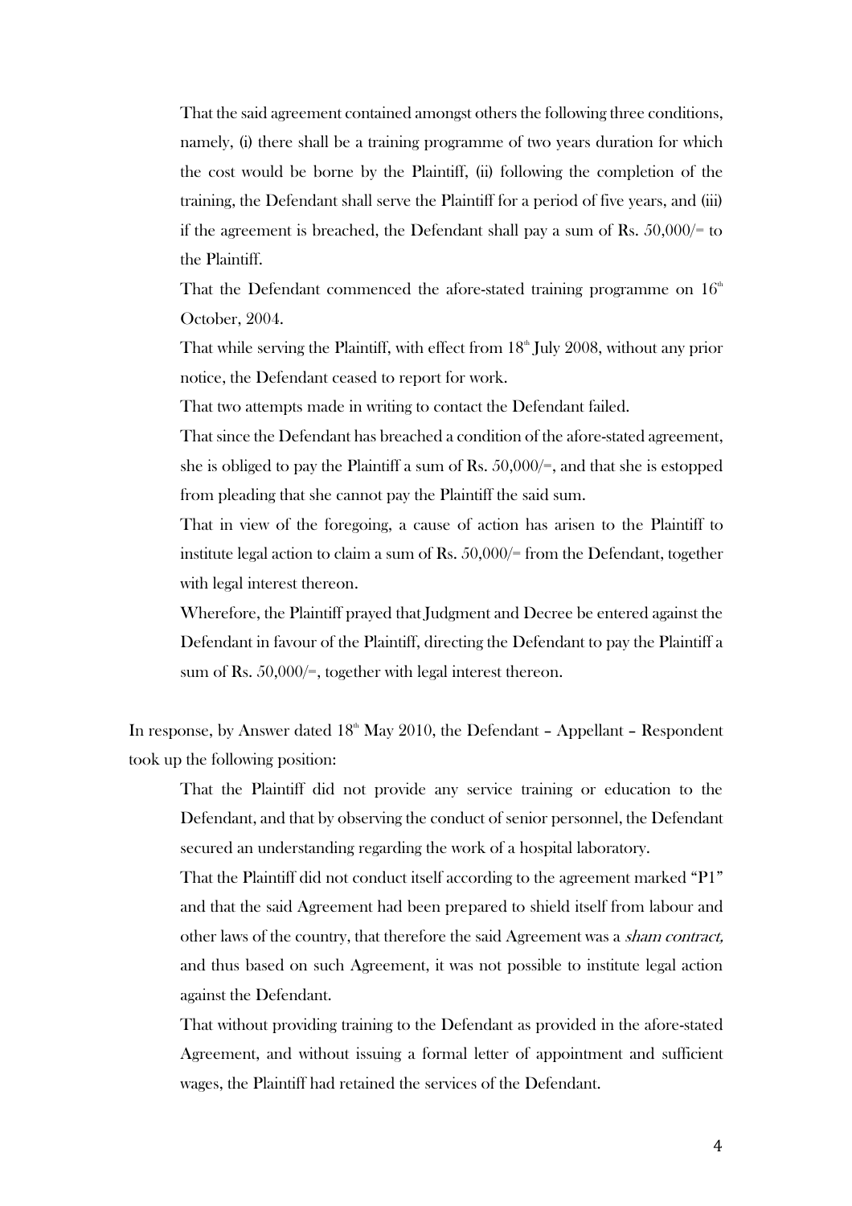That the said agreement contained amongst others the following three conditions, namely, (i) there shall be a training programme of two years duration for which the cost would be borne by the Plaintiff, (ii) following the completion of the training, the Defendant shall serve the Plaintiff for a period of five years, and (iii) if the agreement is breached, the Defendant shall pay a sum of Rs. 50,000/= to the Plaintiff.

That the Defendant commenced the afore-stated training programme on 16th October, 2004.

That while serving the Plaintiff, with effect from 18th July 2008, without any prior notice, the Defendant ceased to report for work.

That two attempts made in writing to contact the Defendant failed.

That since the Defendant has breached a condition of the afore-stated agreement, she is obliged to pay the Plaintiff a sum of Rs. 50,000/=, and that she is estopped from pleading that she cannot pay the Plaintiff the said sum.

That in view of the foregoing, a cause of action has arisen to the Plaintiff to institute legal action to claim a sum of Rs. 50,000/= from the Defendant, together with legal interest thereon.

Wherefore, the Plaintiff prayed that Judgment and Decree be entered against the Defendant in favour of the Plaintiff, directing the Defendant to pay the Plaintiff a sum of Rs. 50,000/=, together with legal interest thereon.

In response, by Answer dated 18th May 2010, the Defendant – Appellant – Respondent took up the following position:

That the Plaintiff did not provide any service training or education to the Defendant, and that by observing the conduct of senior personnel, the Defendant secured an understanding regarding the work of a hospital laboratory.

That the Plaintiff did not conduct itself according to the agreement marked "P1" and that the said Agreement had been prepared to shield itself from labour and other laws of the country, that therefore the said Agreement was a *sham contract,* and thus based on such Agreement, it was not possible to institute legal action against the Defendant.

That without providing training to the Defendant as provided in the afore-stated Agreement, and without issuing a formal letter of appointment and sufficient wages, the Plaintiff had retained the services of the Defendant.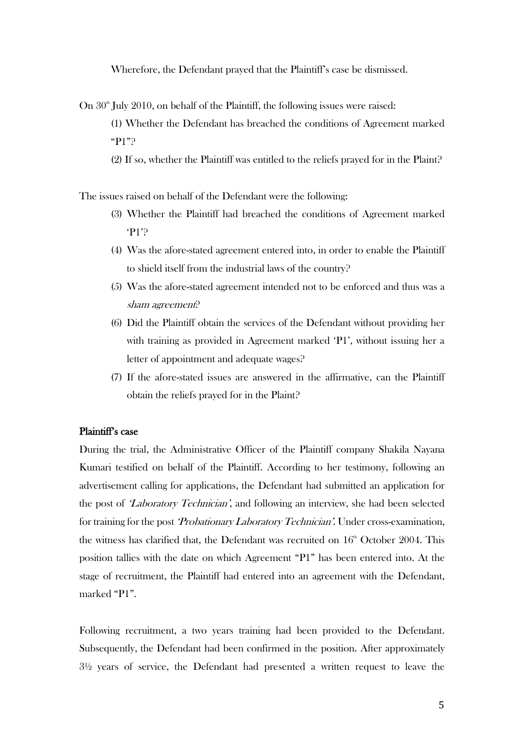Wherefore, the Defendant prayed that the Plaintiff's case be dismissed.

On 30th July 2010, on behalf of the Plaintiff, the following issues were raised:

(1) Whether the Defendant has breached the conditions of Agreement marked "P1"?

(2) If so, whether the Plaintiff was entitled to the reliefs prayed for in the Plaint?

The issues raised on behalf of the Defendant were the following:

(3) Whether the Plaintiff had breached the conditions of Agreement marked 'P1'?

(4) Was the afore-stated agreement entered into, in order to enable the Plaintiff to shield itself from the industrial laws of the country?

(5) Was the afore-stated agreement intended not to be enforced and thus was a *sham agreement*?

(6) Did the Plaintiff obtain the services of the Defendant without providing her with training as provided in Agreement marked 'P1', without issuing her a letter of appointment and adequate wages?

(7) If the afore-stated issues are answered in the affirmative, can the Plaintiff obtain the reliefs prayed for in the Plaint?

**Plaintiff's case**

During the trial, the Administrative Officer of the Plaintiff company Shakila Nayana Kumari testified on behalf of the Plaintiff. According to her testimony, following an advertisement calling for applications, the Defendant had submitted an application for the post of *'Laboratory Technician'*, and following an interview, she had been selected for training for the post *'Probationary Laboratory Technician'*. Under cross-examination, the witness has clarified that, the Defendant was recruited on 16th October 2004. This position tallies with the date on which Agreement "P1" has been entered into. At the stage of recruitment, the Plaintiff had entered into an agreement with the Defendant, marked "P1".

Following recruitment, a two years training had been provided to the Defendant. Subsequently, the Defendant had been confirmed in the position. After approximately 3½ years of service, the Defendant had presented a written request to leave the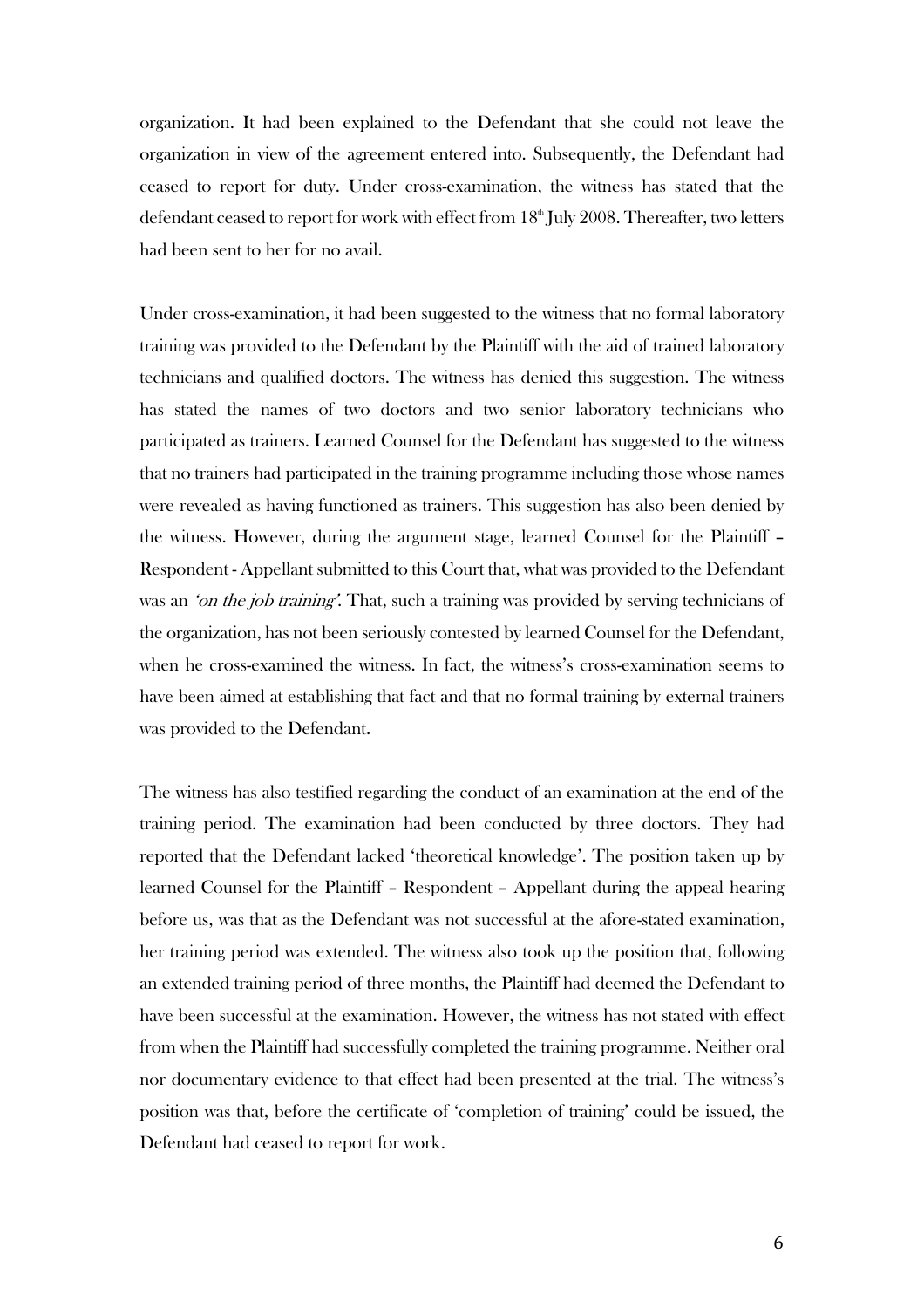organization. It had been explained to the Defendant that she could not leave the organization in view of the agreement entered into. Subsequently, the Defendant had ceased to report for duty. Under cross-examination, the witness has stated that the defendant ceased to report for work with effect from 18th July 2008. Thereafter, two letters had been sent to her for no avail.

Under cross-examination, it had been suggested to the witness that no formal laboratory training was provided to the Defendant by the Plaintiff with the aid of trained laboratory technicians and qualified doctors. The witness has denied this suggestion. The witness has stated the names of two doctors and two senior laboratory technicians who participated as trainers. Learned Counsel for the Defendant has suggested to the witness that no trainers had participated in the training programme including those whose names were revealed as having functioned as trainers. This suggestion has also been denied by the witness. However, during the argument stage, learned Counsel for the Plaintiff – Respondent - Appellant submitted to this Court that, what was provided to the Defendant was an *'on the job training'*. That, such a training was provided by serving technicians of the organization, has not been seriously contested by learned Counsel for the Defendant, when he cross-examined the witness. In fact, the witness's cross-examination seems to have been aimed at establishing that fact and that no formal training by external trainers was provided to the Defendant.

The witness has also testified regarding the conduct of an examination at the end of the training period. The examination had been conducted by three doctors. They had reported that the Defendant lacked 'theoretical knowledge'. The position taken up by learned Counsel for the Plaintiff – Respondent – Appellant during the appeal hearing before us, was that as the Defendant was not successful at the afore-stated examination, her training period was extended. The witness also took up the position that, following an extended training period of three months, the Plaintiff had deemed the Defendant to have been successful at the examination. However, the witness has not stated with effect from when the Plaintiff had successfully completed the training programme. Neither oral nor documentary evidence to that effect had been presented at the trial. The witness's position was that, before the certificate of 'completion of training' could be issued, the Defendant had ceased to report for work.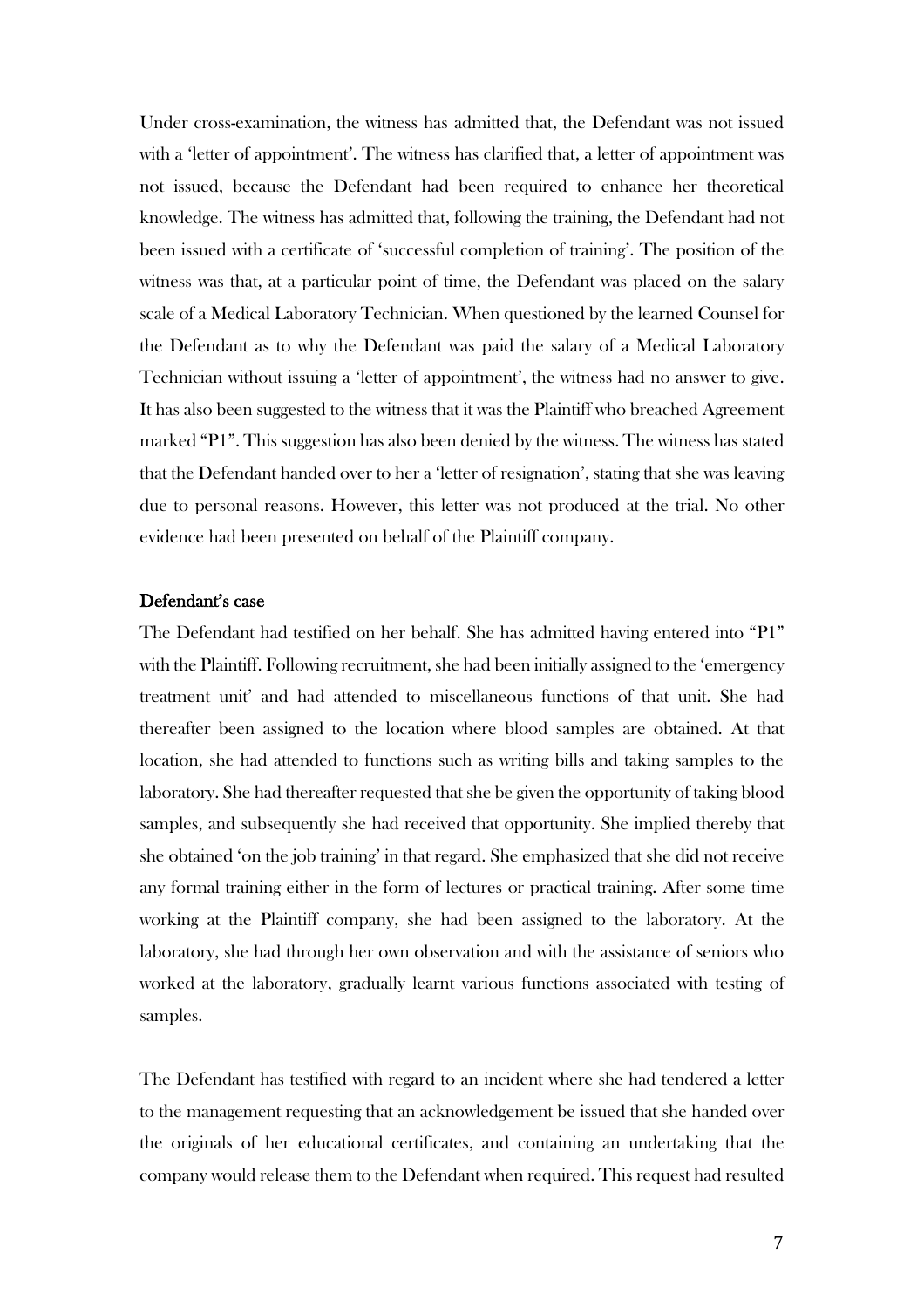Under cross-examination, the witness has admitted that, the Defendant was not issued with a 'letter of appointment'. The witness has clarified that, a letter of appointment was not issued, because the Defendant had been required to enhance her theoretical knowledge. The witness has admitted that, following the training, the Defendant had not been issued with a certificate of 'successful completion of training'. The position of the witness was that, at a particular point of time, the Defendant was placed on the salary scale of a Medical Laboratory Technician. When questioned by the learned Counsel for the Defendant as to why the Defendant was paid the salary of a Medical Laboratory Technician without issuing a 'letter of appointment', the witness had no answer to give. It has also been suggested to the witness that it was the Plaintiff who breached Agreement marked "P1". This suggestion has also been denied by the witness. The witness has stated that the Defendant handed over to her a 'letter of resignation', stating that she was leaving due to personal reasons. However, this letter was not produced at the trial. No other evidence had been presented on behalf of the Plaintiff company.

## Defendant's case

The Defendant had testified on her behalf. She has admitted having entered into "P1" with the Plaintiff. Following recruitment, she had been initially assigned to the 'emergency treatment unit' and had attended to miscellaneous functions of that unit. She had thereafter been assigned to the location where blood samples are obtained. At that location, she had attended to functions such as writing bills and taking samples to the laboratory. She had thereafter requested that she be given the opportunity of taking blood samples, and subsequently she had received that opportunity. She implied thereby that she obtained 'on the job training' in that regard. She emphasized that she did not receive any formal training either in the form of lectures or practical training. After some time working at the Plaintiff company, she had been assigned to the laboratory. At the laboratory, she had through her own observation and with the assistance of seniors who worked at the laboratory, gradually learnt various functions associated with testing of samples.

The Defendant has testified with regard to an incident where she had tendered a letter to the management requesting that an acknowledgement be issued that she handed over the originals of her educational certificates, and containing an undertaking that the company would release them to the Defendant when required. This request had resulted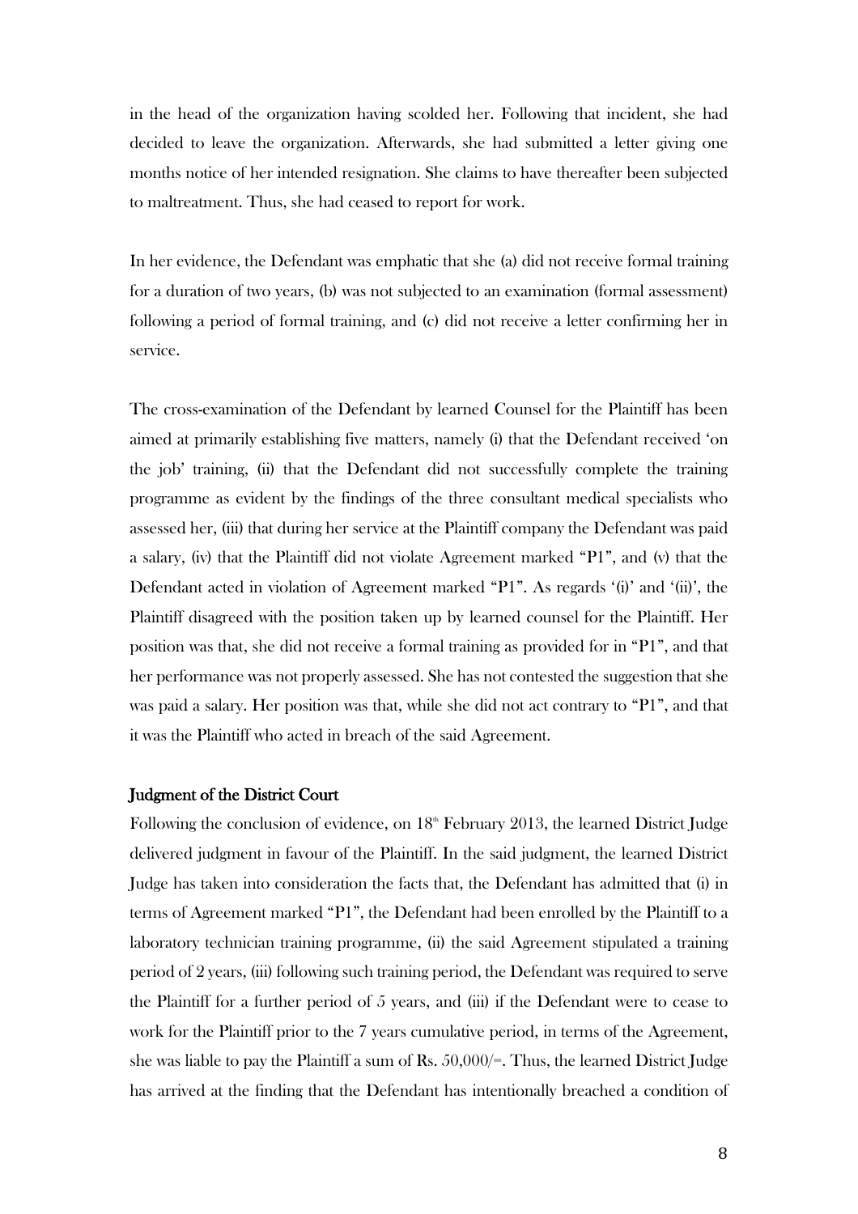in the head of the organization having scolded her. Following that incident, she had decided to leave the organization. Afterwards, she had submitted a letter giving one months notice of her intended resignation. She claims to have thereafter been subjected to maltreatment. Thus, she had ceased to report for work.

In her evidence, the Defendant was emphatic that she (a) did not receive formal training for a duration of two years, (b) was not subjected to an examination (formal assessment) following a period of formal training, and (c) did not receive a letter confirming her in service.

The cross-examination of the Defendant by learned Counsel for the Plaintiff has been aimed at primarily establishing five matters, namely (i) that the Defendant received 'on the job' training, (ii) that the Defendant did not successfully complete the training programme as evident by the findings of the three consultant medical specialists who assessed her, (iii) that during her service at the Plaintiff company the Defendant was paid a salary, (iv) that the Plaintiff did not violate Agreement marked "P1", and (v) that the Defendant acted in violation of Agreement marked "P1". As regards '(i)' and '(ii)', the Plaintiff disagreed with the position taken up by learned counsel for the Plaintiff. Her position was that, she did not receive a formal training as provided for in "P1", and that her performance was not properly assessed. She has not contested the suggestion that she was paid a salary. Her position was that, while she did not act contrary to "P1", and that it was the Plaintiff who acted in breach of the said Agreement.

### Judgment of the District Court

Following the conclusion of evidence, on 18th February 2013, the learned District Judge delivered judgment in favour of the Plaintiff. In the said judgment, the learned District Judge has taken into consideration the facts that, the Defendant has admitted that (i) in terms of Agreement marked "P1", the Defendant had been enrolled by the Plaintiff to a laboratory technician training programme, (ii) the said Agreement stipulated a training period of 2 years, (iii) following such training period, the Defendant was required to serve the Plaintiff for a further period of 5 years, and (iii) if the Defendant were to cease to work for the Plaintiff prior to the 7 years cumulative period, in terms of the Agreement, she was liable to pay the Plaintiff a sum of Rs. 50,000/=. Thus, the learned District Judge has arrived at the finding that the Defendant has intentionally breached a condition of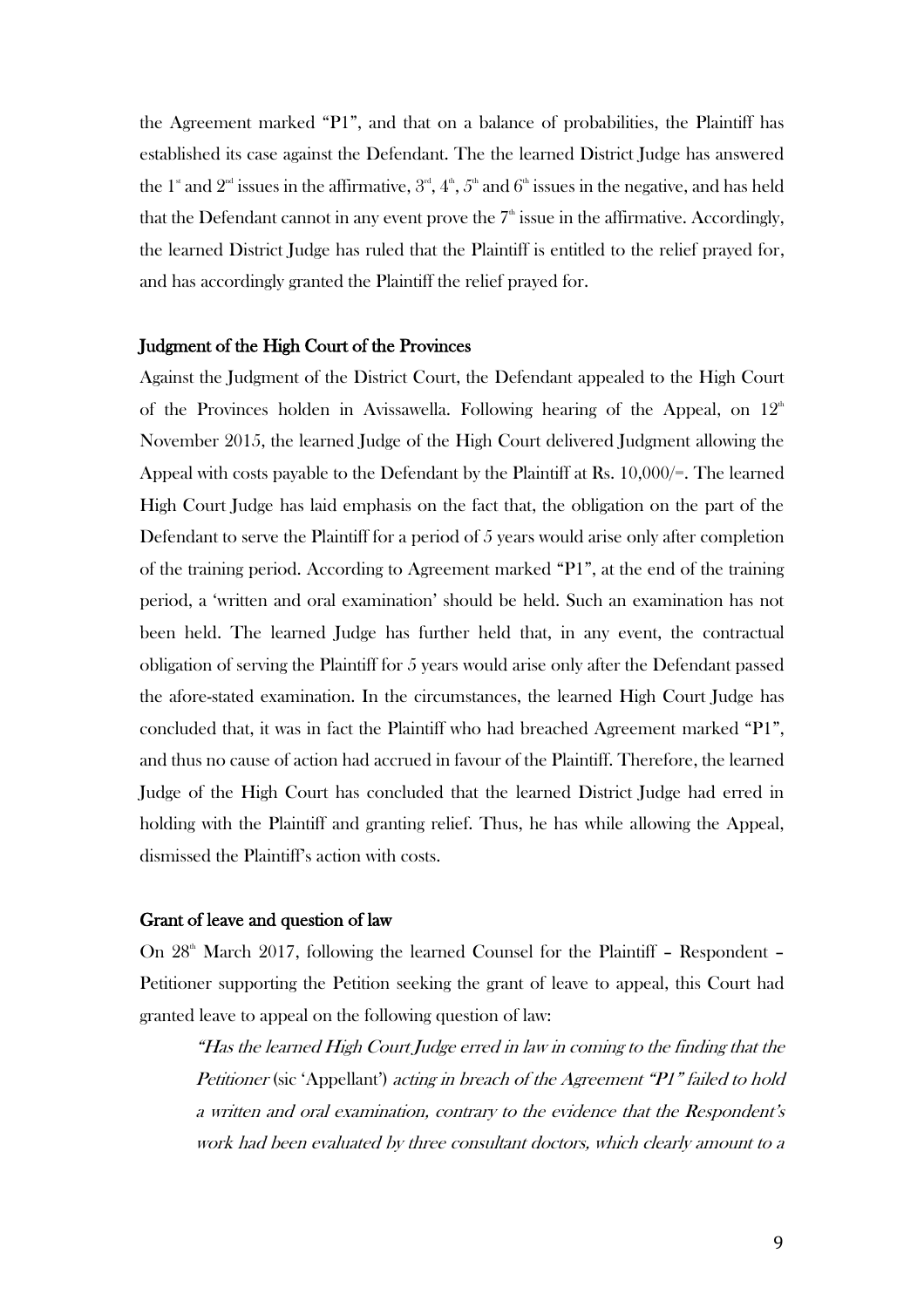the Agreement marked "P1", and that on a balance of probabilities, the Plaintiff has established its case against the Defendant. The the learned District Judge has answered the 1st and 2nd issues in the affirmative, 3rd, 4th, 5th and 6th issues in the negative, and has held that the Defendant cannot in any event prove the 7th issue in the affirmative. Accordingly, the learned District Judge has ruled that the Plaintiff is entitled to the relief prayed for, and has accordingly granted the Plaintiff the relief prayed for.

**Judgment of the High Court of the Provinces**

Against the Judgment of the District Court, the Defendant appealed to the High Court of the Provinces holden in Avissawella. Following hearing of the Appeal, on 12th November 2015, the learned Judge of the High Court delivered Judgment allowing the Appeal with costs payable to the Defendant by the Plaintiff at Rs. 10,000/=. The learned High Court Judge has laid emphasis on the fact that, the obligation on the part of the Defendant to serve the Plaintiff for a period of 5 years would arise only after completion of the training period. According to Agreement marked "P1", at the end of the training period, a 'written and oral examination' should be held. Such an examination has not been held. The learned Judge has further held that, in any event, the contractual obligation of serving the Plaintiff for 5 years would arise only after the Defendant passed the afore-stated examination. In the circumstances, the learned High Court Judge has concluded that, it was in fact the Plaintiff who had breached Agreement marked "P1", and thus no cause of action had accrued in favour of the Plaintiff. Therefore, the learned Judge of the High Court has concluded that the learned District Judge had erred in holding with the Plaintiff and granting relief. Thus, he has while allowing the Appeal, dismissed the Plaintiff's action with costs.

**Grant of leave and question of law**

On 28th March 2017, following the learned Counsel for the Plaintiff – Respondent – Petitioner supporting the Petition seeking the grant of leave to appeal, this Court had granted leave to appeal on the following question of law:

> *"Has the learned High Court Judge erred in law in coming to the finding that the Petitioner* (sic 'Appellant') *acting in breach of the Agreement "P1" failed to hold a written and oral examination, contrary to the evidence that the Respondent's work had been evaluated by three consultant doctors, which clearly amount to a*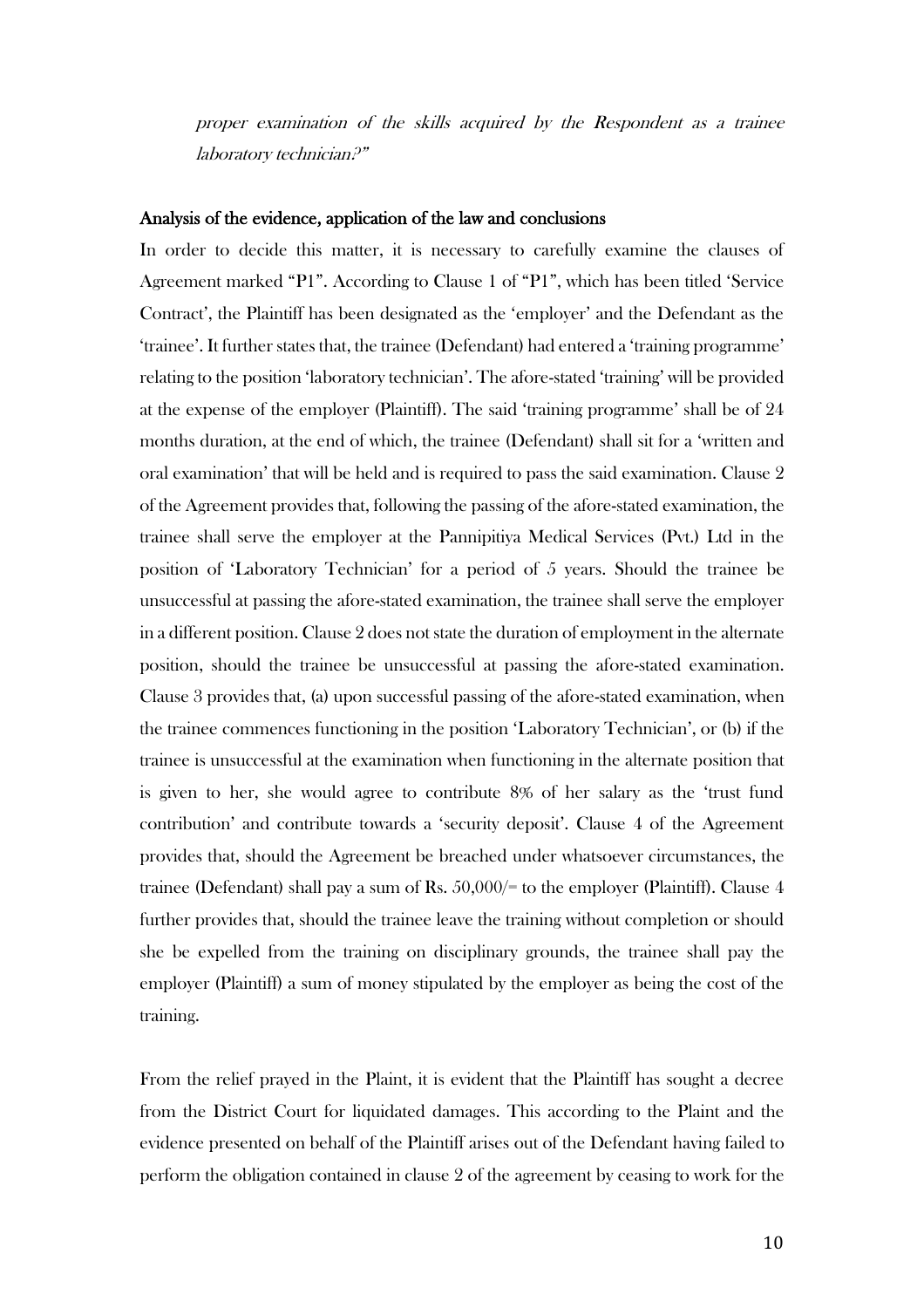*proper examination of the skills acquired by the Respondent as a trainee laboratory technician?"*

**Analysis of the evidence, application of the law and conclusions**

In order to decide this matter, it is necessary to carefully examine the clauses of Agreement marked "P1". According to Clause 1 of "P1", which has been titled 'Service Contract', the Plaintiff has been designated as the 'employer' and the Defendant as the 'trainee'. It further states that, the trainee (Defendant) had entered a 'training programme' relating to the position 'laboratory technician'. The afore-stated 'training' will be provided at the expense of the employer (Plaintiff). The said 'training programme' shall be of 24 months duration, at the end of which, the trainee (Defendant) shall sit for a 'written and oral examination' that will be held and is required to pass the said examination. Clause 2 of the Agreement provides that, following the passing of the afore-stated examination, the trainee shall serve the employer at the Pannipitiya Medical Services (Pvt.) Ltd in the position of 'Laboratory Technician' for a period of 5 years. Should the trainee be unsuccessful at passing the afore-stated examination, the trainee shall serve the employer in a different position. Clause 2 does not state the duration of employment in the alternate position, should the trainee be unsuccessful at passing the afore-stated examination. Clause 3 provides that, (a) upon successful passing of the afore-stated examination, when the trainee commences functioning in the position 'Laboratory Technician', or (b) if the trainee is unsuccessful at the examination when functioning in the alternate position that is given to her, she would agree to contribute 8% of her salary as the 'trust fund contribution' and contribute towards a 'security deposit'. Clause 4 of the Agreement provides that, should the Agreement be breached under whatsoever circumstances, the trainee (Defendant) shall pay a sum of Rs. 50,000/= to the employer (Plaintiff). Clause 4 further provides that, should the trainee leave the training without completion or should she be expelled from the training on disciplinary grounds, the trainee shall pay the employer (Plaintiff) a sum of money stipulated by the employer as being the cost of the training.

From the relief prayed in the Plaint, it is evident that the Plaintiff has sought a decree from the District Court for liquidated damages. This according to the Plaint and the evidence presented on behalf of the Plaintiff arises out of the Defendant having failed to perform the obligation contained in clause 2 of the agreement by ceasing to work for the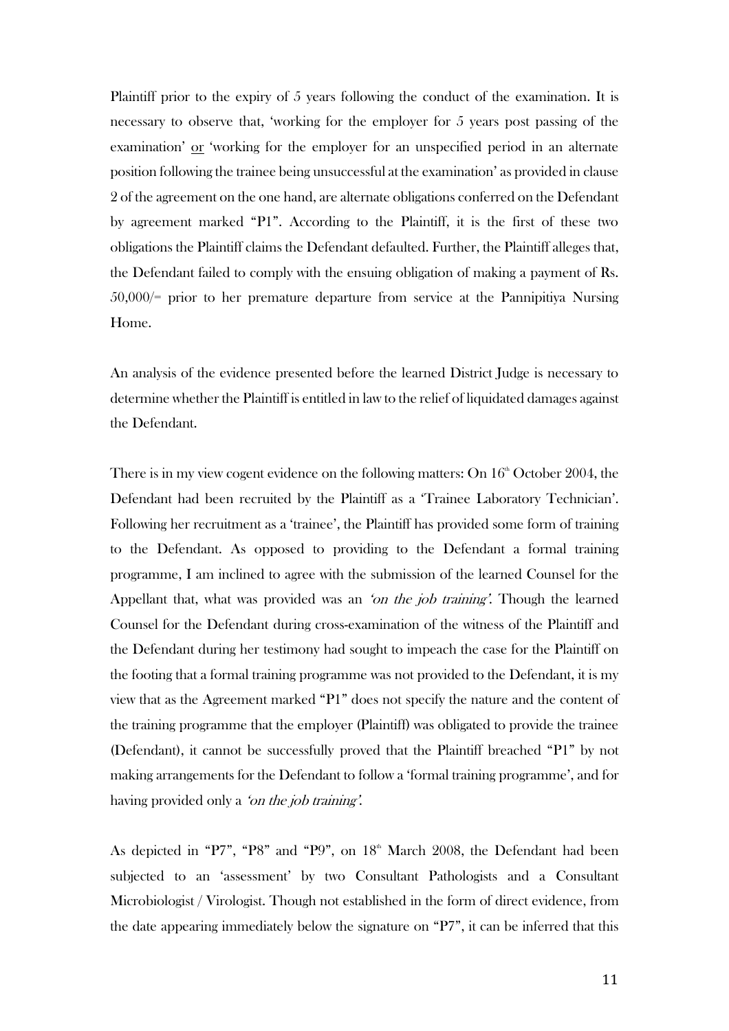Plaintiff prior to the expiry of 5 years following the conduct of the examination. It is necessary to observe that, 'working for the employer for 5 years post passing of the examination' <u>or</u> 'working for the employer for an unspecified period in an alternate position following the trainee being unsuccessful at the examination' as provided in clause 2 of the agreement on the one hand, are alternate obligations conferred on the Defendant by agreement marked "P1". According to the Plaintiff, it is the first of these two obligations the Plaintiff claims the Defendant defaulted. Further, the Plaintiff alleges that, the Defendant failed to comply with the ensuing obligation of making a payment of Rs. 50,000/= prior to her premature departure from service at the Pannipitiya Nursing Home.

An analysis of the evidence presented before the learned District Judge is necessary to determine whether the Plaintiff is entitled in law to the relief of liquidated damages against the Defendant.

There is in my view cogent evidence on the following matters: On 16th October 2004, the Defendant had been recruited by the Plaintiff as a 'Trainee Laboratory Technician'. Following her recruitment as a 'trainee', the Plaintiff has provided some form of training to the Defendant. As opposed to providing to the Defendant a formal training programme, I am inclined to agree with the submission of the learned Counsel for the Appellant that, what was provided was an *'on the job training'*. Though the learned Counsel for the Defendant during cross-examination of the witness of the Plaintiff and the Defendant during her testimony had sought to impeach the case for the Plaintiff on the footing that a formal training programme was not provided to the Defendant, it is my view that as the Agreement marked "P1" does not specify the nature and the content of the training programme that the employer (Plaintiff) was obligated to provide the trainee (Defendant), it cannot be successfully proved that the Plaintiff breached "P1" by not making arrangements for the Defendant to follow a 'formal training programme', and for having provided only a *'on the job training'*.

As depicted in "P7", "P8" and "P9", on 18th March 2008, the Defendant had been subjected to an 'assessment' by two Consultant Pathologists and a Consultant Microbiologist / Virologist. Though not established in the form of direct evidence, from the date appearing immediately below the signature on "P7", it can be inferred that this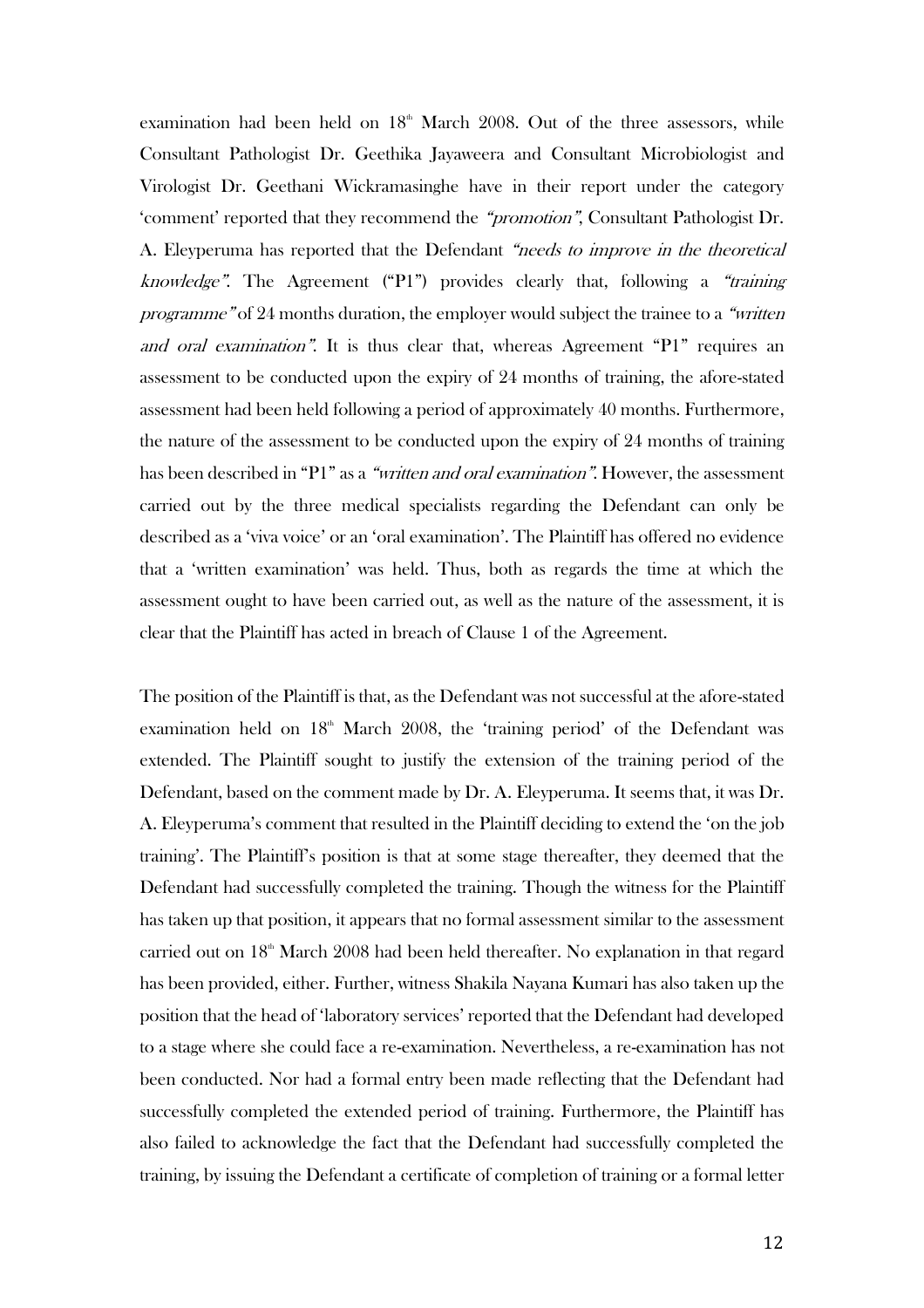examination had been held on 18th March 2008. Out of the three assessors, while Consultant Pathologist Dr. Geethika Jayaweera and Consultant Microbiologist and Virologist Dr. Geethani Wickramasinghe have in their report under the category 'comment' reported that they recommend the *"promotion"*, Consultant Pathologist Dr. A. Eleyperuma has reported that the Defendant *"needs to improve in the theoretical knowledge"*. The Agreement ("P1") provides clearly that, following a *"training programme"* of 24 months duration, the employer would subject the trainee to a *"written and oral examination"*. It is thus clear that, whereas Agreement "P1" requires an assessment to be conducted upon the expiry of 24 months of training, the afore-stated assessment had been held following a period of approximately 40 months. Furthermore, the nature of the assessment to be conducted upon the expiry of 24 months of training has been described in "P1" as a *"written and oral examination"*. However, the assessment carried out by the three medical specialists regarding the Defendant can only be described as a 'viva voice' or an 'oral examination'. The Plaintiff has offered no evidence that a 'written examination' was held. Thus, both as regards the time at which the assessment ought to have been carried out, as well as the nature of the assessment, it is clear that the Plaintiff has acted in breach of Clause 1 of the Agreement.

The position of the Plaintiff is that, as the Defendant was not successful at the afore-stated examination held on 18th March 2008, the 'training period' of the Defendant was extended. The Plaintiff sought to justify the extension of the training period of the Defendant, based on the comment made by Dr. A. Eleyperuma. It seems that, it was Dr. A. Eleyperuma's comment that resulted in the Plaintiff deciding to extend the 'on the job training'. The Plaintiff's position is that at some stage thereafter, they deemed that the Defendant had successfully completed the training. Though the witness for the Plaintiff has taken up that position, it appears that no formal assessment similar to the assessment carried out on 18th March 2008 had been held thereafter. No explanation in that regard has been provided, either. Further, witness Shakila Nayana Kumari has also taken up the position that the head of 'laboratory services' reported that the Defendant had developed to a stage where she could face a re-examination. Nevertheless, a re-examination has not been conducted. Nor had a formal entry been made reflecting that the Defendant had successfully completed the extended period of training. Furthermore, the Plaintiff has also failed to acknowledge the fact that the Defendant had successfully completed the training, by issuing the Defendant a certificate of completion of training or a formal letter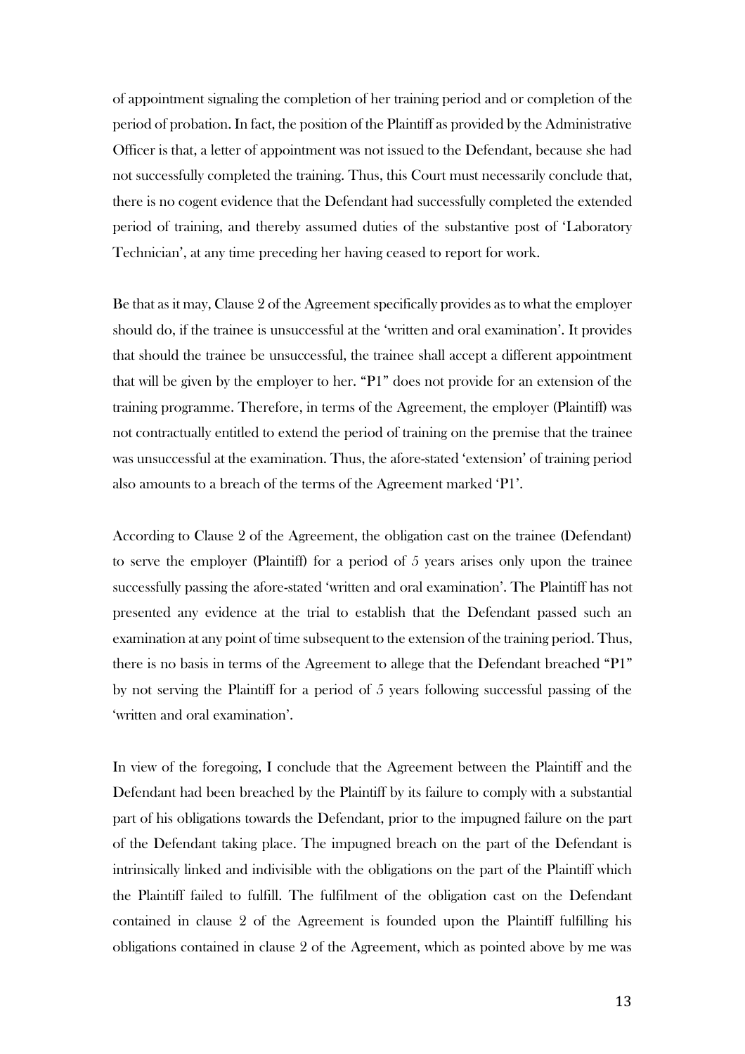of appointment signaling the completion of her training period and or completion of the period of probation. In fact, the position of the Plaintiff as provided by the Administrative Officer is that, a letter of appointment was not issued to the Defendant, because she had not successfully completed the training. Thus, this Court must necessarily conclude that, there is no cogent evidence that the Defendant had successfully completed the extended period of training, and thereby assumed duties of the substantive post of 'Laboratory Technician', at any time preceding her having ceased to report for work.

Be that as it may, Clause 2 of the Agreement specifically provides as to what the employer should do, if the trainee is unsuccessful at the 'written and oral examination'. It provides that should the trainee be unsuccessful, the trainee shall accept a different appointment that will be given by the employer to her. "P1" does not provide for an extension of the training programme. Therefore, in terms of the Agreement, the employer (Plaintiff) was not contractually entitled to extend the period of training on the premise that the trainee was unsuccessful at the examination. Thus, the afore-stated 'extension' of training period also amounts to a breach of the terms of the Agreement marked 'P1'.

According to Clause 2 of the Agreement, the obligation cast on the trainee (Defendant) to serve the employer (Plaintiff) for a period of 5 years arises only upon the trainee successfully passing the afore-stated 'written and oral examination'. The Plaintiff has not presented any evidence at the trial to establish that the Defendant passed such an examination at any point of time subsequent to the extension of the training period. Thus, there is no basis in terms of the Agreement to allege that the Defendant breached "P1" by not serving the Plaintiff for a period of 5 years following successful passing of the 'written and oral examination'.

In view of the foregoing, I conclude that the Agreement between the Plaintiff and the Defendant had been breached by the Plaintiff by its failure to comply with a substantial part of his obligations towards the Defendant, prior to the impugned failure on the part of the Defendant taking place. The impugned breach on the part of the Defendant is intrinsically linked and indivisible with the obligations on the part of the Plaintiff which the Plaintiff failed to fulfill. The fulfilment of the obligation cast on the Defendant contained in clause 2 of the Agreement is founded upon the Plaintiff fulfilling his obligations contained in clause 2 of the Agreement, which as pointed above by me was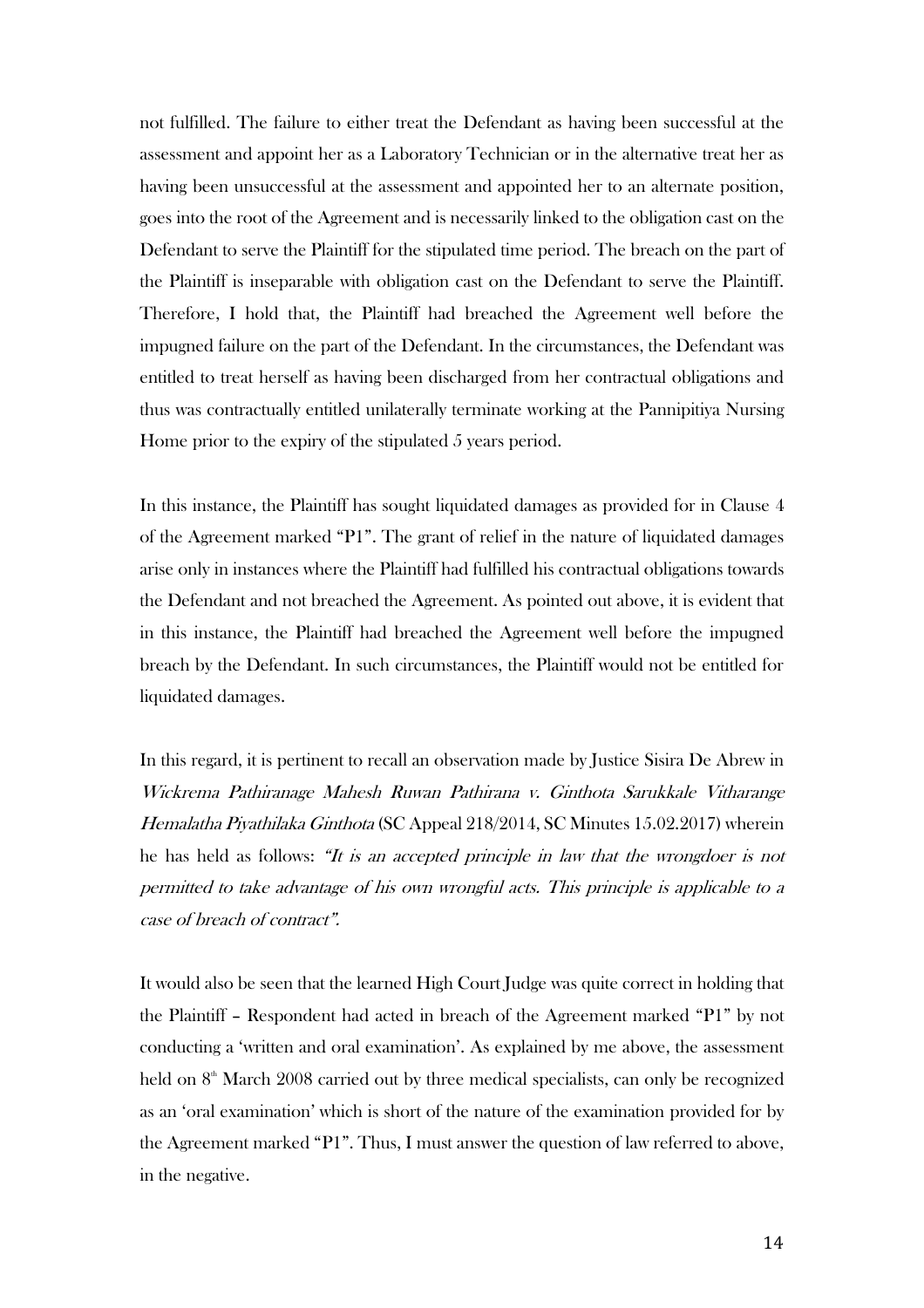not fulfilled. The failure to either treat the Defendant as having been successful at the assessment and appoint her as a Laboratory Technician or in the alternative treat her as having been unsuccessful at the assessment and appointed her to an alternate position, goes into the root of the Agreement and is necessarily linked to the obligation cast on the Defendant to serve the Plaintiff for the stipulated time period. The breach on the part of the Plaintiff is inseparable with obligation cast on the Defendant to serve the Plaintiff. Therefore, I hold that, the Plaintiff had breached the Agreement well before the impugned failure on the part of the Defendant. In the circumstances, the Defendant was entitled to treat herself as having been discharged from her contractual obligations and thus was contractually entitled unilaterally terminate working at the Pannipitiya Nursing Home prior to the expiry of the stipulated 5 years period.

In this instance, the Plaintiff has sought liquidated damages as provided for in Clause 4 of the Agreement marked "P1". The grant of relief in the nature of liquidated damages arise only in instances where the Plaintiff had fulfilled his contractual obligations towards the Defendant and not breached the Agreement. As pointed out above, it is evident that in this instance, the Plaintiff had breached the Agreement well before the impugned breach by the Defendant. In such circumstances, the Plaintiff would not be entitled for liquidated damages.

In this regard, it is pertinent to recall an observation made by Justice Sisira De Abrew in *Wickrema Pathiranage Mahesh Ruwan Pathirana v. Ginthota Sarukkale Vitharange Hemalatha Piyathilaka Ginthota* (SC Appeal 218/2014, SC Minutes 15.02.2017) wherein he has held as follows: *"It is an accepted principle in law that the wrongdoer is not permitted to take advantage of his own wrongful acts. This principle is applicable to a case of breach of contract".*

It would also be seen that the learned High Court Judge was quite correct in holding that the Plaintiff – Respondent had acted in breach of the Agreement marked "P1" by not conducting a 'written and oral examination'. As explained by me above, the assessment held on 8th March 2008 carried out by three medical specialists, can only be recognized as an 'oral examination' which is short of the nature of the examination provided for by the Agreement marked "P1". Thus, I must answer the question of law referred to above, in the negative.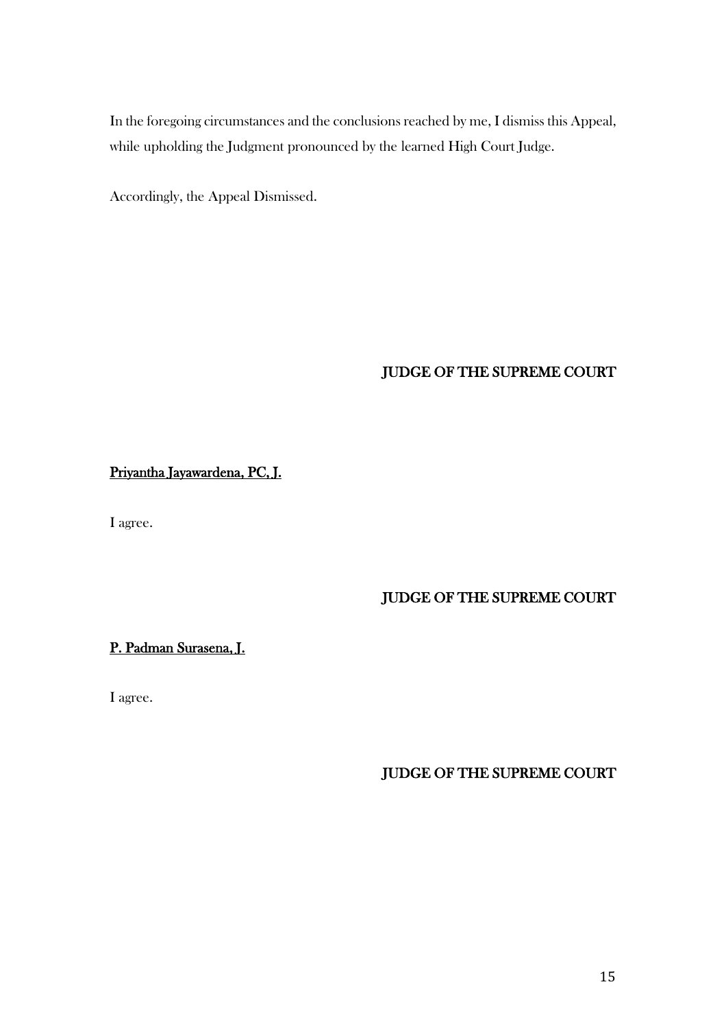In the foregoing circumstances and the conclusions reached by me, I dismiss this Appeal, while upholding the Judgment pronounced by the learned High Court Judge.

Accordingly, the Appeal Dismissed.

**JUDGE OF THE SUPREME COURT**

**Priyantha Jayawardena, PC, J.**

I agree.

**JUDGE OF THE SUPREME COURT**

**P. Padman Surasena, J.**

I agree.

**JUDGE OF THE SUPREME COURT**